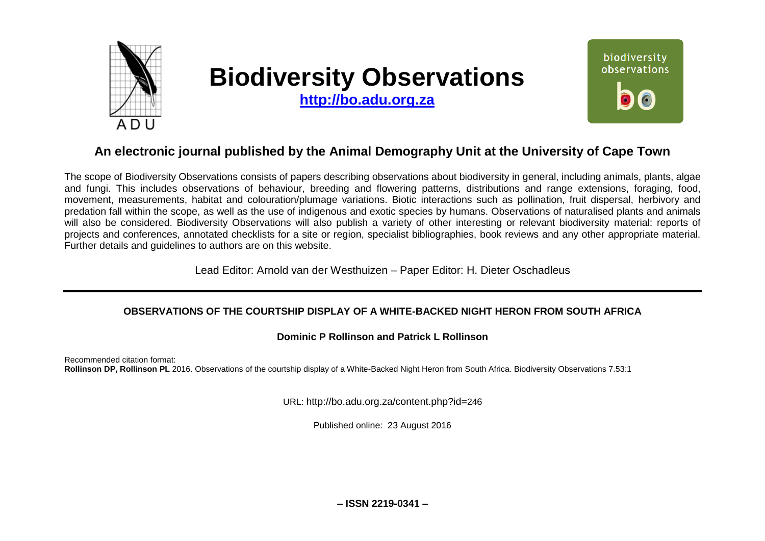# Biodiversity Observations

**http://bo.adu.org.za**

## An electronic journal published by the Animal Demography Unit at the University of Cape Town

The scope of Biodiversity Observations consists of papers describing observations about biodiversity in general, including animals, plants, algae and fungi. This includes observations of behaviour, breeding and flowering patterns, distributions and range extensions, foraging, food, movement, measurements, habitat and colouration/plumage variations. Biotic interactions such as pollination, fruit dispersal, herbivory and predation fall within the scope, as well as the use of indigenous and exotic species by humans. Observations of naturalised plants and animals will also be considered. Biodiversity Observations will also publish a variety of other interesting or relevant biodiversity material: reports of projects and conferences, annotated checklists for a site or region, specialist bibliographies, book reviews and any other appropriate material. Further details and guidelines to authors are on this website.

Lead Editor: Arnold van der Westhuizen – Paper Editor: H. Dieter Oschadleus

---

### OBSERVATIONS OF THE COURTSHIP DISPLAY OF A WHITE-BACKED NIGHT HERON FROM SOUTH AFRICA

**Dominic P Rollinson and Patrick L Rollinson**

Recommended citation format:
**Rollinson DP, Rollinson PL** 2016. Observations of the courtship display of a White-Backed Night Heron from South Africa. Biodiversity Observations 7.53:1

URL: http://bo.adu.org.za/content.php?id=246

Published online: 23 August 2016

**– ISSN 2219-0341 –**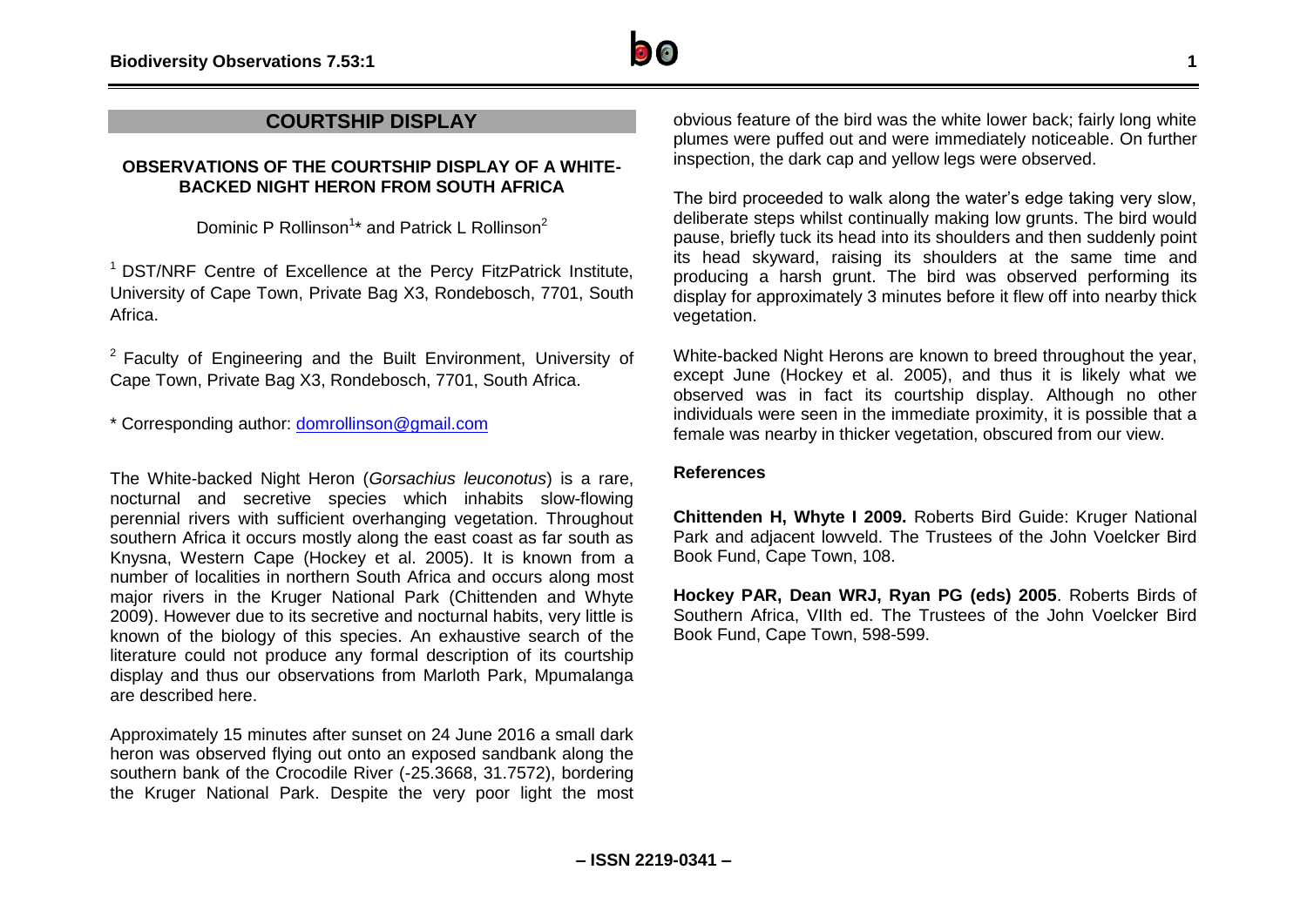## COURTSHIP DISPLAY

### OBSERVATIONS OF THE COURTSHIP DISPLAY OF A WHITE-BACKED NIGHT HERON FROM SOUTH AFRICA

Dominic P Rollinson[1]* and Patrick L Rollinson[2]

[1] DST/NRF Centre of Excellence at the Percy FitzPatrick Institute, University of Cape Town, Private Bag X3, Rondebosch, 7701, South Africa.

[2] Faculty of Engineering and the Built Environment, University of Cape Town, Private Bag X3, Rondebosch, 7701, South Africa.

* Corresponding author: domrollinson@gmail.com

The White-backed Night Heron (*Gorsachius leuconotus*) is a rare, nocturnal and secretive species which inhabits slow-flowing perennial rivers with sufficient overhanging vegetation. Throughout southern Africa it occurs mostly along the east coast as far south as Knysna, Western Cape (Hockey et al. 2005). It is known from a number of localities in northern South Africa and occurs along most major rivers in the Kruger National Park (Chittenden and Whyte 2009). However due to its secretive and nocturnal habits, very little is known of the biology of this species. An exhaustive search of the literature could not produce any formal description of its courtship display and thus our observations from Marloth Park, Mpumalanga are described here.

Approximately 15 minutes after sunset on 24 June 2016 a small dark heron was observed flying out onto an exposed sandbank along the southern bank of the Crocodile River (-25.3668, 31.7572), bordering the Kruger National Park. Despite the very poor light the most obvious feature of the bird was the white lower back; fairly long white plumes were puffed out and were immediately noticeable. On further inspection, the dark cap and yellow legs were observed.

The bird proceeded to walk along the water's edge taking very slow, deliberate steps whilst continually making low grunts. The bird would pause, briefly tuck its head into its shoulders and then suddenly point its head skyward, raising its shoulders at the same time and producing a harsh grunt. The bird was observed performing its display for approximately 3 minutes before it flew off into nearby thick vegetation.

White-backed Night Herons are known to breed throughout the year, except June (Hockey et al. 2005), and thus it is likely what we observed was in fact its courtship display. Although no other individuals were seen in the immediate proximity, it is possible that a female was nearby in thicker vegetation, obscured from our view.

### References

**Chittenden H, Whyte I 2009.** Roberts Bird Guide: Kruger National Park and adjacent lowveld. The Trustees of the John Voelcker Bird Book Fund, Cape Town, 108.

**Hockey PAR, Dean WRJ, Ryan PG (eds) 2005**. Roberts Birds of Southern Africa, VIIth ed. The Trustees of the John Voelcker Bird Book Fund, Cape Town, 598-599.

**– ISSN 2219-0341 –**